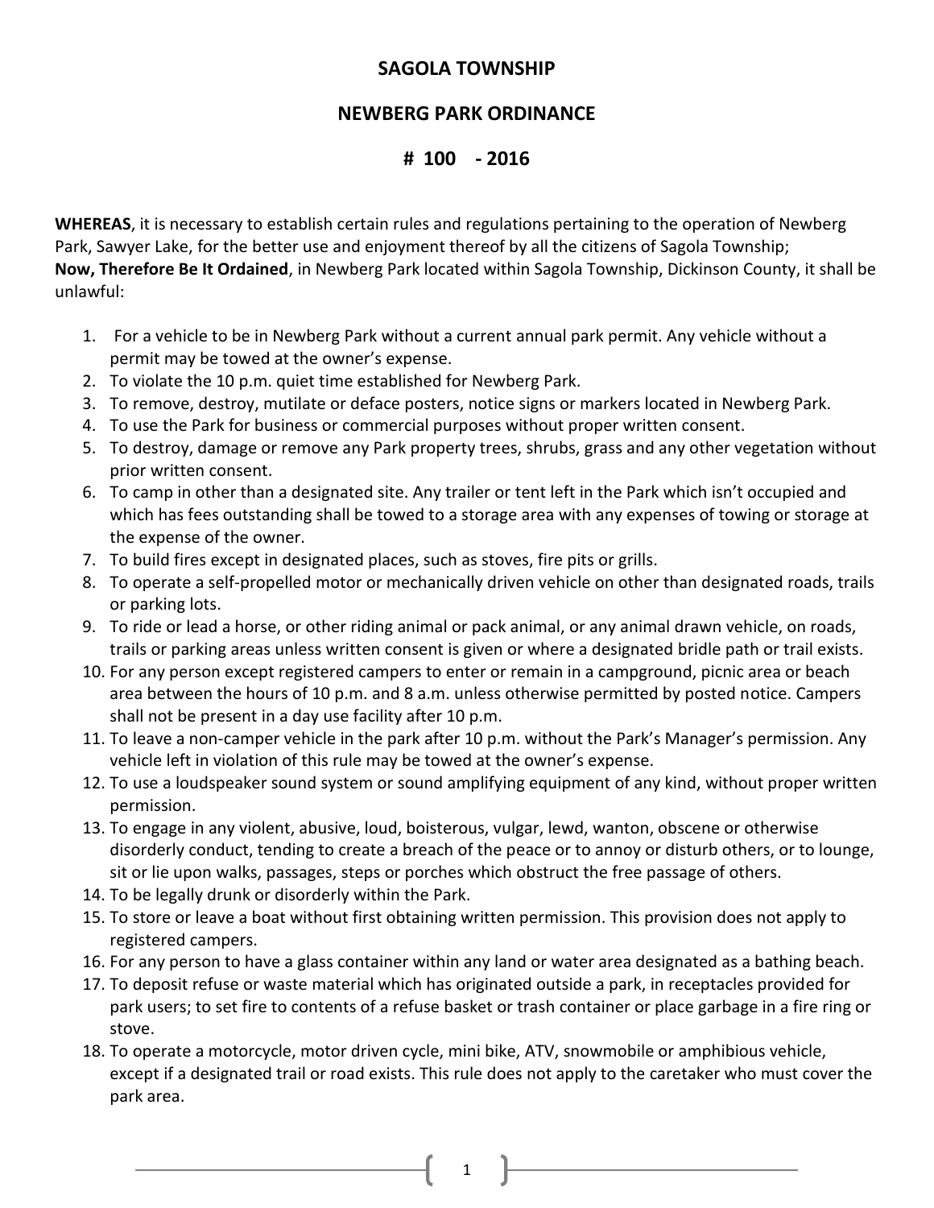# SAGOLA TOWNSHIP

## NEWBERG PARK ORDINANCE

## # 100 - 2016

**WHEREAS**, it is necessary to establish certain rules and regulations pertaining to the operation of Newberg Park, Sawyer Lake, for the better use and enjoyment thereof by all the citizens of Sagola Township;
**Now, Therefore Be It Ordained**, in Newberg Park located within Sagola Township, Dickinson County, it shall be unlawful:

1. For a vehicle to be in Newberg Park without a current annual park permit. Any vehicle without a permit may be towed at the owner's expense.
2. To violate the 10 p.m. quiet time established for Newberg Park.
3. To remove, destroy, mutilate or deface posters, notice signs or markers located in Newberg Park.
4. To use the Park for business or commercial purposes without proper written consent.
5. To destroy, damage or remove any Park property trees, shrubs, grass and any other vegetation without prior written consent.
6. To camp in other than a designated site. Any trailer or tent left in the Park which isn't occupied and which has fees outstanding shall be towed to a storage area with any expenses of towing or storage at the expense of the owner.
7. To build fires except in designated places, such as stoves, fire pits or grills.
8. To operate a self-propelled motor or mechanically driven vehicle on other than designated roads, trails or parking lots.
9. To ride or lead a horse, or other riding animal or pack animal, or any animal drawn vehicle, on roads, trails or parking areas unless written consent is given or where a designated bridle path or trail exists.
10. For any person except registered campers to enter or remain in a campground, picnic area or beach area between the hours of 10 p.m. and 8 a.m. unless otherwise permitted by posted notice. Campers shall not be present in a day use facility after 10 p.m.
11. To leave a non-camper vehicle in the park after 10 p.m. without the Park's Manager's permission. Any vehicle left in violation of this rule may be towed at the owner's expense.
12. To use a loudspeaker sound system or sound amplifying equipment of any kind, without proper written permission.
13. To engage in any violent, abusive, loud, boisterous, vulgar, lewd, wanton, obscene or otherwise disorderly conduct, tending to create a breach of the peace or to annoy or disturb others, or to lounge, sit or lie upon walks, passages, steps or porches which obstruct the free passage of others.
14. To be legally drunk or disorderly within the Park.
15. To store or leave a boat without first obtaining written permission. This provision does not apply to registered campers.
16. For any person to have a glass container within any land or water area designated as a bathing beach.
17. To deposit refuse or waste material which has originated outside a park, in receptacles provided for park users; to set fire to contents of a refuse basket or trash container or place garbage in a fire ring or stove.
18. To operate a motorcycle, motor driven cycle, mini bike, ATV, snowmobile or amphibious vehicle, except if a designated trail or road exists. This rule does not apply to the caretaker who must cover the park area.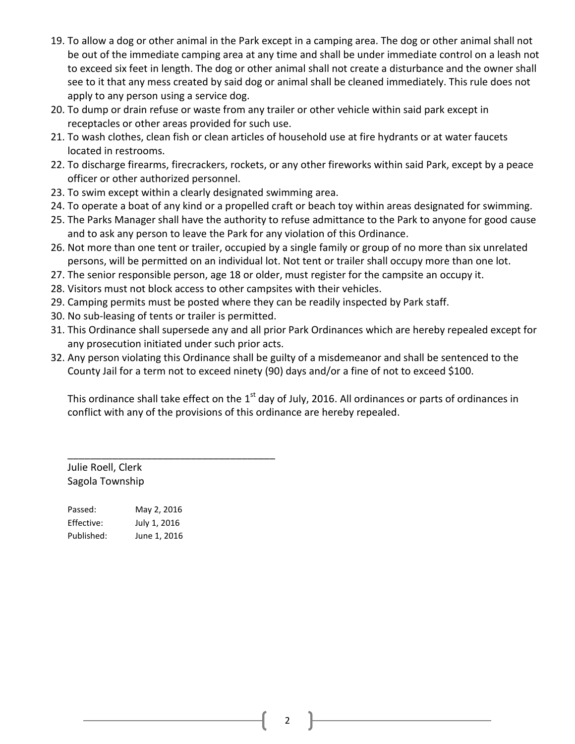19. To allow a dog or other animal in the Park except in a camping area. The dog or other animal shall not be out of the immediate camping area at any time and shall be under immediate control on a leash not to exceed six feet in length. The dog or other animal shall not create a disturbance and the owner shall see to it that any mess created by said dog or animal shall be cleaned immediately. This rule does not apply to any person using a service dog.
20. To dump or drain refuse or waste from any trailer or other vehicle within said park except in receptacles or other areas provided for such use.
21. To wash clothes, clean fish or clean articles of household use at fire hydrants or at water faucets located in restrooms.
22. To discharge firearms, firecrackers, rockets, or any other fireworks within said Park, except by a peace officer or other authorized personnel.
23. To swim except within a clearly designated swimming area.
24. To operate a boat of any kind or a propelled craft or beach toy within areas designated for swimming.
25. The Parks Manager shall have the authority to refuse admittance to the Park to anyone for good cause and to ask any person to leave the Park for any violation of this Ordinance.
26. Not more than one tent or trailer, occupied by a single family or group of no more than six unrelated persons, will be permitted on an individual lot. Not tent or trailer shall occupy more than one lot.
27. The senior responsible person, age 18 or older, must register for the campsite an occupy it.
28. Visitors must not block access to other campsites with their vehicles.
29. Camping permits must be posted where they can be readily inspected by Park staff.
30. No sub-leasing of tents or trailer is permitted.
31. This Ordinance shall supersede any and all prior Park Ordinances which are hereby repealed except for any prosecution initiated under such prior acts.
32. Any person violating this Ordinance shall be guilty of a misdemeanor and shall be sentenced to the County Jail for a term not to exceed ninety (90) days and/or a fine of not to exceed $100.

This ordinance shall take effect on the 1st day of July, 2016. All ordinances or parts of ordinances in conflict with any of the provisions of this ordinance are hereby repealed.

______________________________________

Julie Roell, Clerk
Sagola Township

| | |
|---|---|
| Passed: | May 2, 2016 |
| Effective: | July 1, 2016 |
| Published: | June 1, 2016 |